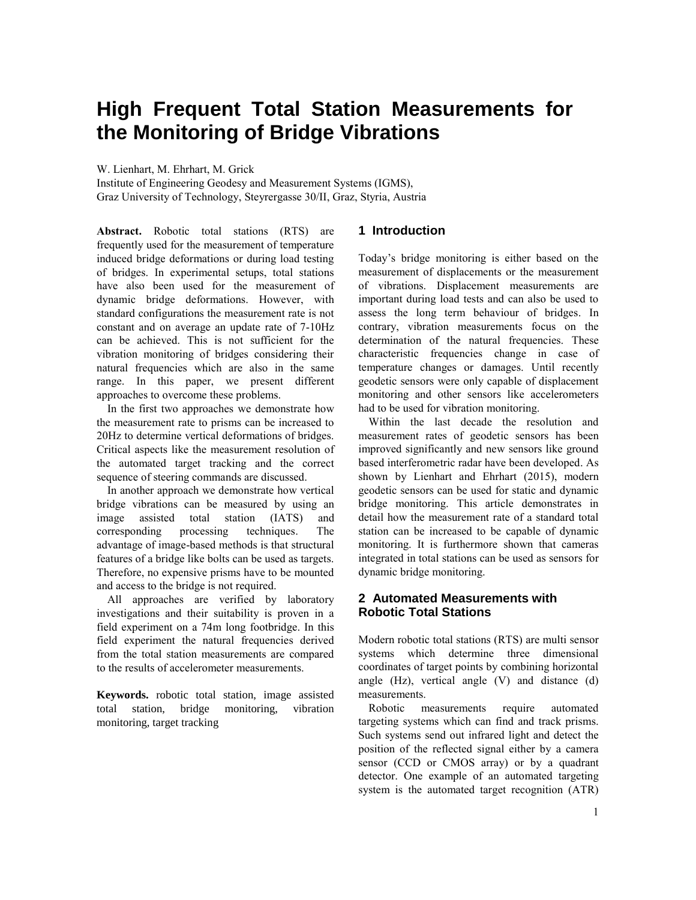# High Frequent Total Station Measurements for the Monitoring of Bridge Vibrations

W. Lienhart, M. Ehrhart, M. Grick
Institute of Engineering Geodesy and Measurement Systems (IGMS),
Graz University of Technology, Steyrergasse 30/II, Graz, Styria, Austria

**Abstract.** Robotic total stations (RTS) are frequently used for the measurement of temperature induced bridge deformations or during load testing of bridges. In experimental setups, total stations have also been used for the measurement of dynamic bridge deformations. However, with standard configurations the measurement rate is not constant and on average an update rate of 7-10Hz can be achieved. This is not sufficient for the vibration monitoring of bridges considering their natural frequencies which are also in the same range. In this paper, we present different approaches to overcome these problems.

In the first two approaches we demonstrate how the measurement rate to prisms can be increased to 20Hz to determine vertical deformations of bridges. Critical aspects like the measurement resolution of the automated target tracking and the correct sequence of steering commands are discussed.

In another approach we demonstrate how vertical bridge vibrations can be measured by using an image assisted total station (IATS) and corresponding processing techniques. The advantage of image-based methods is that structural features of a bridge like bolts can be used as targets. Therefore, no expensive prisms have to be mounted and access to the bridge is not required.

All approaches are verified by laboratory investigations and their suitability is proven in a field experiment on a 74m long footbridge. In this field experiment the natural frequencies derived from the total station measurements are compared to the results of accelerometer measurements.

**Keywords.** robotic total station, image assisted total station, bridge monitoring, vibration monitoring, target tracking

## 1 Introduction

Today's bridge monitoring is either based on the measurement of displacements or the measurement of vibrations. Displacement measurements are important during load tests and can also be used to assess the long term behaviour of bridges. In contrary, vibration measurements focus on the determination of the natural frequencies. These characteristic frequencies change in case of temperature changes or damages. Until recently geodetic sensors were only capable of displacement monitoring and other sensors like accelerometers had to be used for vibration monitoring.

Within the last decade the resolution and measurement rates of geodetic sensors has been improved significantly and new sensors like ground based interferometric radar have been developed. As shown by Lienhart and Ehrhart (2015), modern geodetic sensors can be used for static and dynamic bridge monitoring. This article demonstrates in detail how the measurement rate of a standard total station can be increased to be capable of dynamic monitoring. It is furthermore shown that cameras integrated in total stations can be used as sensors for dynamic bridge monitoring.

## 2 Automated Measurements with Robotic Total Stations

Modern robotic total stations (RTS) are multi sensor systems which determine three dimensional coordinates of target points by combining horizontal angle (Hz), vertical angle (V) and distance (d) measurements.

Robotic measurements require automated targeting systems which can find and track prisms. Such systems send out infrared light and detect the position of the reflected signal either by a camera sensor (CCD or CMOS array) or by a quadrant detector. One example of an automated targeting system is the automated target recognition (ATR)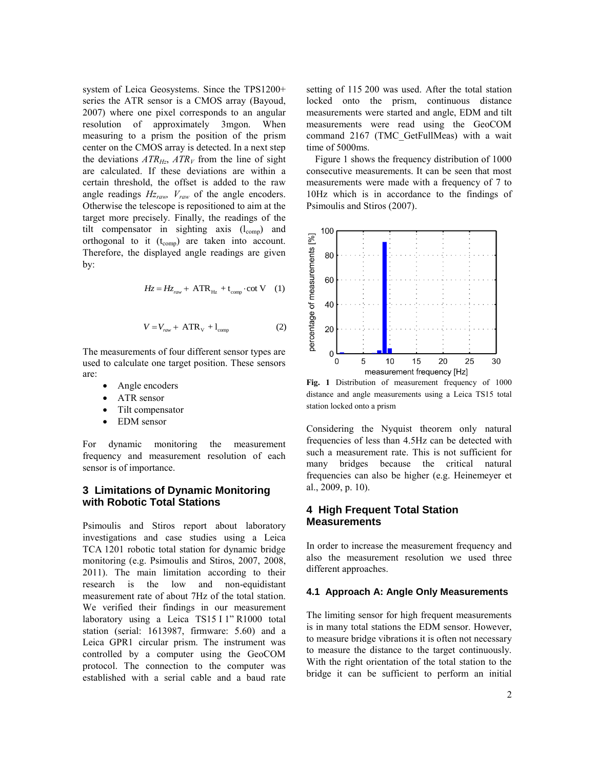system of Leica Geosystems. Since the TPS1200+ series the ATR sensor is a CMOS array (Bayoud, 2007) where one pixel corresponds to an angular resolution of approximately 3mgon. When measuring to a prism the position of the prism center on the CMOS array is detected. In a next step the deviations $ATR_{Hz}$, $ATR_V$ from the line of sight are calculated. If these deviations are within a certain threshold, the offset is added to the raw angle readings $Hz_{raw}$, $V_{raw}$ of the angle encoders. Otherwise the telescope is repositioned to aim at the target more precisely. Finally, the readings of the tilt compensator in sighting axis ($l_{comp}$) and orthogonal to it ($t_{comp}$) are taken into account. Therefore, the displayed angle readings are given by:

$$Hz = Hz_{raw} + \mathrm{ATR}_{\mathrm{Hz}} + \mathrm{t}_{\mathrm{comp}} \cdot \cot \mathrm{V} \quad (1)$$

$$V = V_{raw} + \mathrm{ATR}_{\mathrm{V}} + \mathrm{l}_{\mathrm{comp}} \quad (2)$$

The measurements of four different sensor types are used to calculate one target position. These sensors are:

- Angle encoders
- ATR sensor
- Tilt compensator
- EDM sensor

For dynamic monitoring the measurement frequency and measurement resolution of each sensor is of importance.

## 3 Limitations of Dynamic Monitoring with Robotic Total Stations

Psimoulis and Stiros report about laboratory investigations and case studies using a Leica TCA 1201 robotic total station for dynamic bridge monitoring (e.g. Psimoulis and Stiros, 2007, 2008, 2011). The main limitation according to their research is the low and non-equidistant measurement rate of about 7Hz of the total station. We verified their findings in our measurement laboratory using a Leica TS15 I 1" R1000 total station (serial: 1613987, firmware: 5.60) and a Leica GPR1 circular prism. The instrument was controlled by a computer using the GeoCOM protocol. The connection to the computer was established with a serial cable and a baud rate setting of 115 200 was used. After the total station locked onto the prism, continuous distance measurements were started and angle, EDM and tilt measurements were read using the GeoCOM command 2167 (TMC_GetFullMeas) with a wait time of 5000ms.

Figure 1 shows the frequency distribution of 1000 consecutive measurements. It can be seen that most measurements were made with a frequency of 7 to 10Hz which is in accordance to the findings of Psimoulis and Stiros (2007).

**Fig. 1** Distribution of measurement frequency of 1000 distance and angle measurements using a Leica TS15 total station locked onto a prism

Considering the Nyquist theorem only natural frequencies of less than 4.5Hz can be detected with such a measurement rate. This is not sufficient for many bridges because the critical natural frequencies can also be higher (e.g. Heinemeyer et al., 2009, p. 10).

## 4 High Frequent Total Station Measurements

In order to increase the measurement frequency and also the measurement resolution we used three different approaches.

### 4.1 Approach A: Angle Only Measurements

The limiting sensor for high frequent measurements is in many total stations the EDM sensor. However, to measure bridge vibrations it is often not necessary to measure the distance to the target continuously. With the right orientation of the total station to the bridge it can be sufficient to perform an initial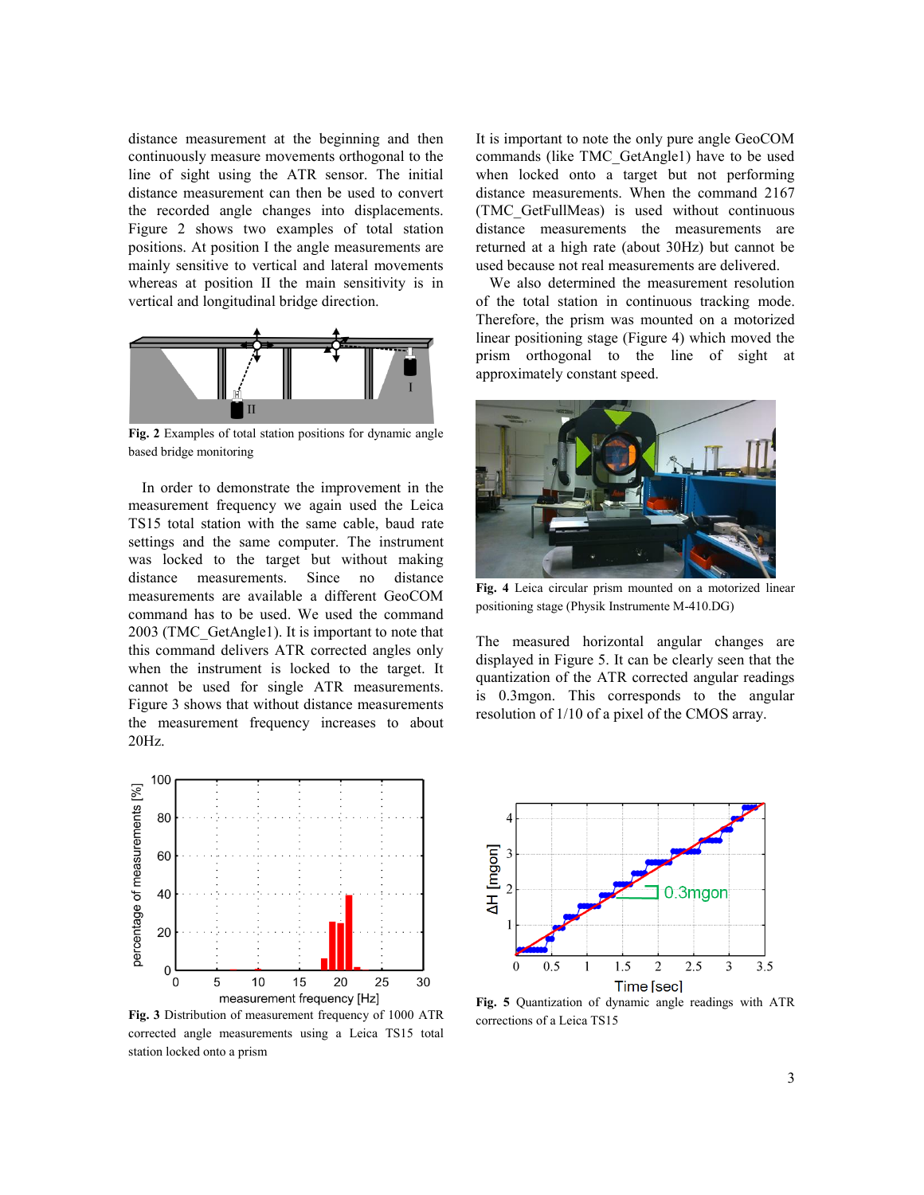distance measurement at the beginning and then continuously measure movements orthogonal to the line of sight using the ATR sensor. The initial distance measurement can then be used to convert the recorded angle changes into displacements. Figure 2 shows two examples of total station positions. At position I the angle measurements are mainly sensitive to vertical and lateral movements whereas at position II the main sensitivity is in vertical and longitudinal bridge direction.

**Fig. 2** Examples of total station positions for dynamic angle based bridge monitoring

In order to demonstrate the improvement in the measurement frequency we again used the Leica TS15 total station with the same cable, baud rate settings and the same computer. The instrument was locked to the target but without making distance measurements. Since no distance measurements are available a different GeoCOM command has to be used. We used the command 2003 (TMC_GetAngle1). It is important to note that this command delivers ATR corrected angles only when the instrument is locked to the target. It cannot be used for single ATR measurements. Figure 3 shows that without distance measurements the measurement frequency increases to about 20Hz.

**Fig. 3** Distribution of measurement frequency of 1000 ATR corrected angle measurements using a Leica TS15 total station locked onto a prism

It is important to note the only pure angle GeoCOM commands (like TMC_GetAngle1) have to be used when locked onto a target but not performing distance measurements. When the command 2167 (TMC_GetFullMeas) is used without continuous distance measurements the measurements are returned at a high rate (about 30Hz) but cannot be used because not real measurements are delivered.

We also determined the measurement resolution of the total station in continuous tracking mode. Therefore, the prism was mounted on a motorized linear positioning stage (Figure 4) which moved the prism orthogonal to the line of sight at approximately constant speed.

**Fig. 4** Leica circular prism mounted on a motorized linear positioning stage (Physik Instrumente M-410.DG)

The measured horizontal angular changes are displayed in Figure 5. It can be clearly seen that the quantization of the ATR corrected angular readings is 0.3mgon. This corresponds to the angular resolution of 1/10 of a pixel of the CMOS array.

**Fig. 5** Quantization of dynamic angle readings with ATR corrections of a Leica TS15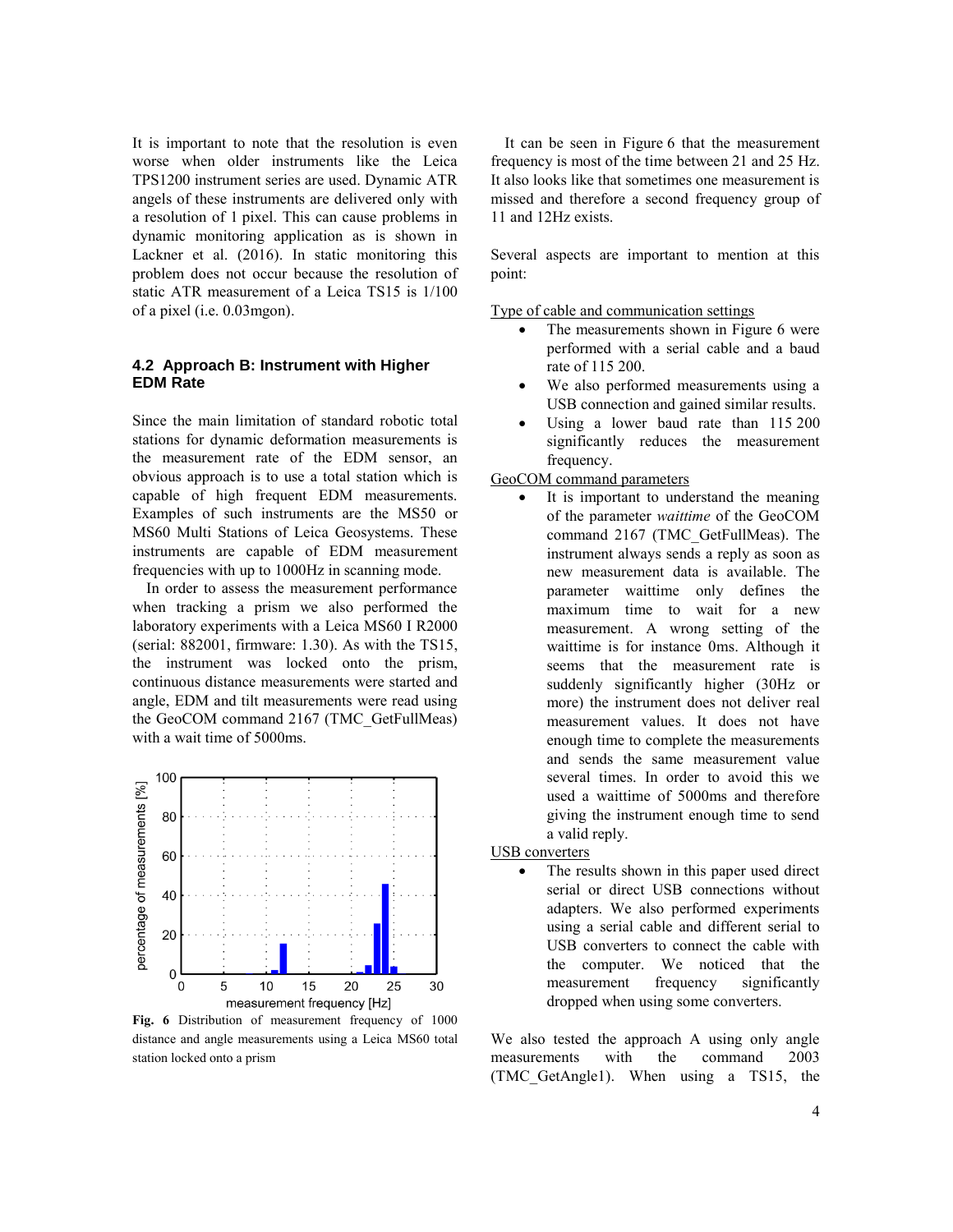It is important to note that the resolution is even worse when older instruments like the Leica TPS1200 instrument series are used. Dynamic ATR angels of these instruments are delivered only with a resolution of 1 pixel. This can cause problems in dynamic monitoring application as is shown in Lackner et al. (2016). In static monitoring this problem does not occur because the resolution of static ATR measurement of a Leica TS15 is 1/100 of a pixel (i.e. 0.03mgon).

### 4.2 Approach B: Instrument with Higher EDM Rate

Since the main limitation of standard robotic total stations for dynamic deformation measurements is the measurement rate of the EDM sensor, an obvious approach is to use a total station which is capable of high frequent EDM measurements. Examples of such instruments are the MS50 or MS60 Multi Stations of Leica Geosystems. These instruments are capable of EDM measurement frequencies with up to 1000Hz in scanning mode.

In order to assess the measurement performance when tracking a prism we also performed the laboratory experiments with a Leica MS60 I R2000 (serial: 882001, firmware: 1.30). As with the TS15, the instrument was locked onto the prism, continuous distance measurements were started and angle, EDM and tilt measurements were read using the GeoCOM command 2167 (TMC_GetFullMeas) with a wait time of 5000ms.

**Fig. 6** Distribution of measurement frequency of 1000 distance and angle measurements using a Leica MS60 total station locked onto a prism

It can be seen in Figure 6 that the measurement frequency is most of the time between 21 and 25 Hz. It also looks like that sometimes one measurement is missed and therefore a second frequency group of 11 and 12Hz exists.

Several aspects are important to mention at this point:

Type of cable and communication settings

- The measurements shown in Figure 6 were performed with a serial cable and a baud rate of 115 200.
- We also performed measurements using a USB connection and gained similar results.
- Using a lower baud rate than 115 200 significantly reduces the measurement frequency.

GeoCOM command parameters

- It is important to understand the meaning of the parameter *waittime* of the GeoCOM command 2167 (TMC_GetFullMeas). The instrument always sends a reply as soon as new measurement data is available. The parameter waittime only defines the maximum time to wait for a new measurement. A wrong setting of the waittime is for instance 0ms. Although it seems that the measurement rate is suddenly significantly higher (30Hz or more) the instrument does not deliver real measurement values. It does not have enough time to complete the measurements and sends the same measurement value several times. In order to avoid this we used a waittime of 5000ms and therefore giving the instrument enough time to send a valid reply.

USB converters

- The results shown in this paper used direct serial or direct USB connections without adapters. We also performed experiments using a serial cable and different serial to USB converters to connect the cable with the computer. We noticed that the measurement frequency significantly dropped when using some converters.

We also tested the approach A using only angle measurements with the command 2003 (TMC_GetAngle1). When using a TS15, the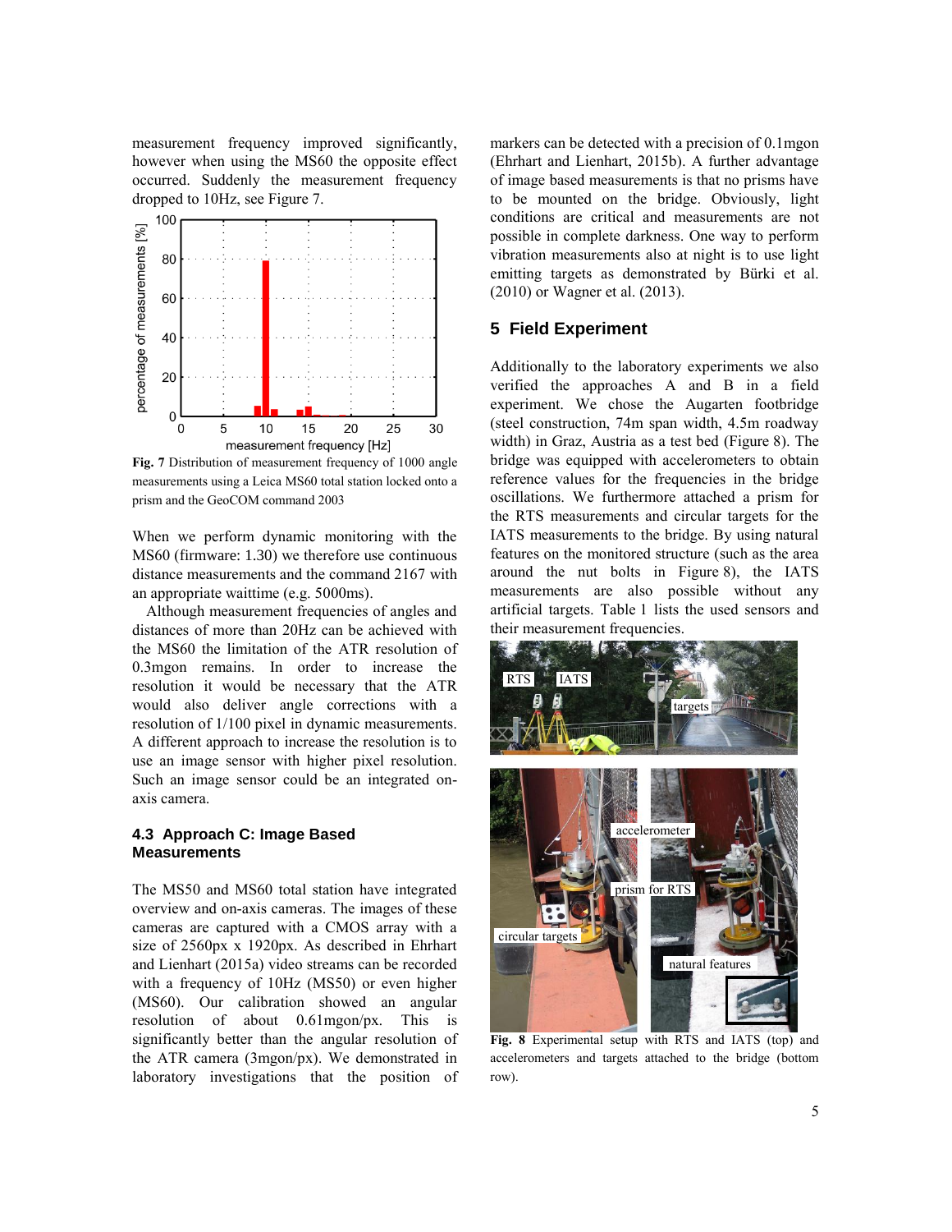measurement frequency improved significantly, however when using the MS60 the opposite effect occurred. Suddenly the measurement frequency dropped to 10Hz, see Figure 7.

**Fig. 7** Distribution of measurement frequency of 1000 angle measurements using a Leica MS60 total station locked onto a prism and the GeoCOM command 2003

When we perform dynamic monitoring with the MS60 (firmware: 1.30) we therefore use continuous distance measurements and the command 2167 with an appropriate waittime (e.g. 5000ms).

Although measurement frequencies of angles and distances of more than 20Hz can be achieved with the MS60 the limitation of the ATR resolution of 0.3mgon remains. In order to increase the resolution it would be necessary that the ATR would also deliver angle corrections with a resolution of 1/100 pixel in dynamic measurements. A different approach to increase the resolution is to use an image sensor with higher pixel resolution. Such an image sensor could be an integrated on-axis camera.

### 4.3 Approach C: Image Based Measurements

The MS50 and MS60 total station have integrated overview and on-axis cameras. The images of these cameras are captured with a CMOS array with a size of 2560px x 1920px. As described in Ehrhart and Lienhart (2015a) video streams can be recorded with a frequency of 10Hz (MS50) or even higher (MS60). Our calibration showed an angular resolution of about 0.61mgon/px. This is significantly better than the angular resolution of the ATR camera (3mgon/px). We demonstrated in laboratory investigations that the position of markers can be detected with a precision of 0.1mgon (Ehrhart and Lienhart, 2015b). A further advantage of image based measurements is that no prisms have to be mounted on the bridge. Obviously, light conditions are critical and measurements are not possible in complete darkness. One way to perform vibration measurements also at night is to use light emitting targets as demonstrated by Bürki et al. (2010) or Wagner et al. (2013).

## 5 Field Experiment

Additionally to the laboratory experiments we also verified the approaches A and B in a field experiment. We chose the Augarten footbridge (steel construction, 74m span width, 4.5m roadway width) in Graz, Austria as a test bed (Figure 8). The bridge was equipped with accelerometers to obtain reference values for the frequencies in the bridge oscillations. We furthermore attached a prism for the RTS measurements and circular targets for the IATS measurements to the bridge. By using natural features on the monitored structure (such as the area around the nut bolts in Figure 8), the IATS measurements are also possible without any artificial targets. Table 1 lists the used sensors and their measurement frequencies.

**Fig. 8** Experimental setup with RTS and IATS (top) and accelerometers and targets attached to the bridge (bottom row).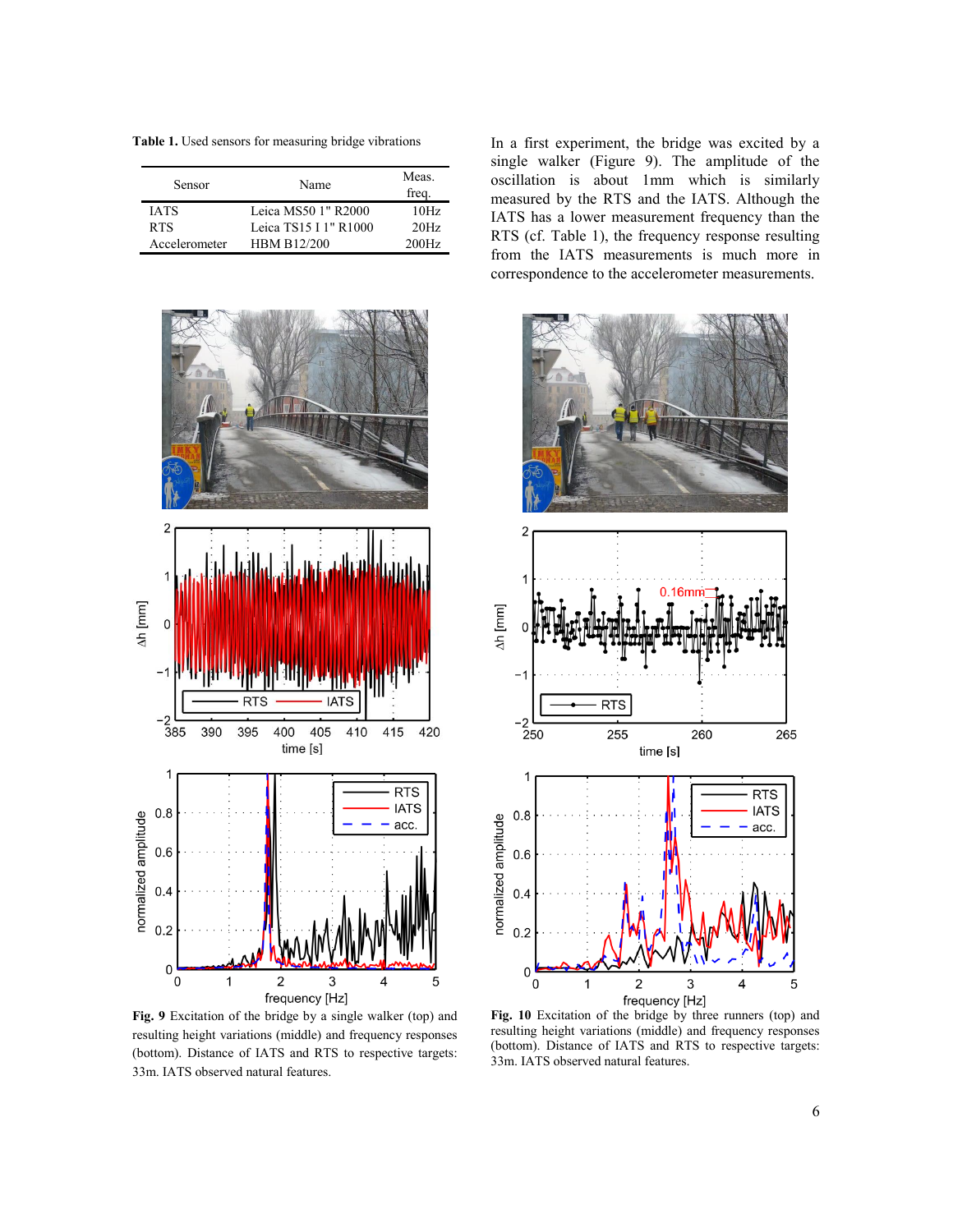**Table 1.** Used sensors for measuring bridge vibrations

| Sensor | Name | Meas. freq. |
|---|---|---|
| IATS | Leica MS50 1" R2000 | 10Hz |
| RTS | Leica TS15 I 1" R1000 | 20Hz |
| Accelerometer | HBM B12/200 | 200Hz |

In a first experiment, the bridge was excited by a single walker (Figure 9). The amplitude of the oscillation is about 1mm which is similarly measured by the RTS and the IATS. Although the IATS has a lower measurement frequency than the RTS (cf. Table 1), the frequency response resulting from the IATS measurements is much more in correspondence to the accelerometer measurements.

**Fig. 9** Excitation of the bridge by a single walker (top) and resulting height variations (middle) and frequency responses (bottom). Distance of IATS and RTS to respective targets: 33m. IATS observed natural features.

**Fig. 10** Excitation of the bridge by three runners (top) and resulting height variations (middle) and frequency responses (bottom). Distance of IATS and RTS to respective targets: 33m. IATS observed natural features.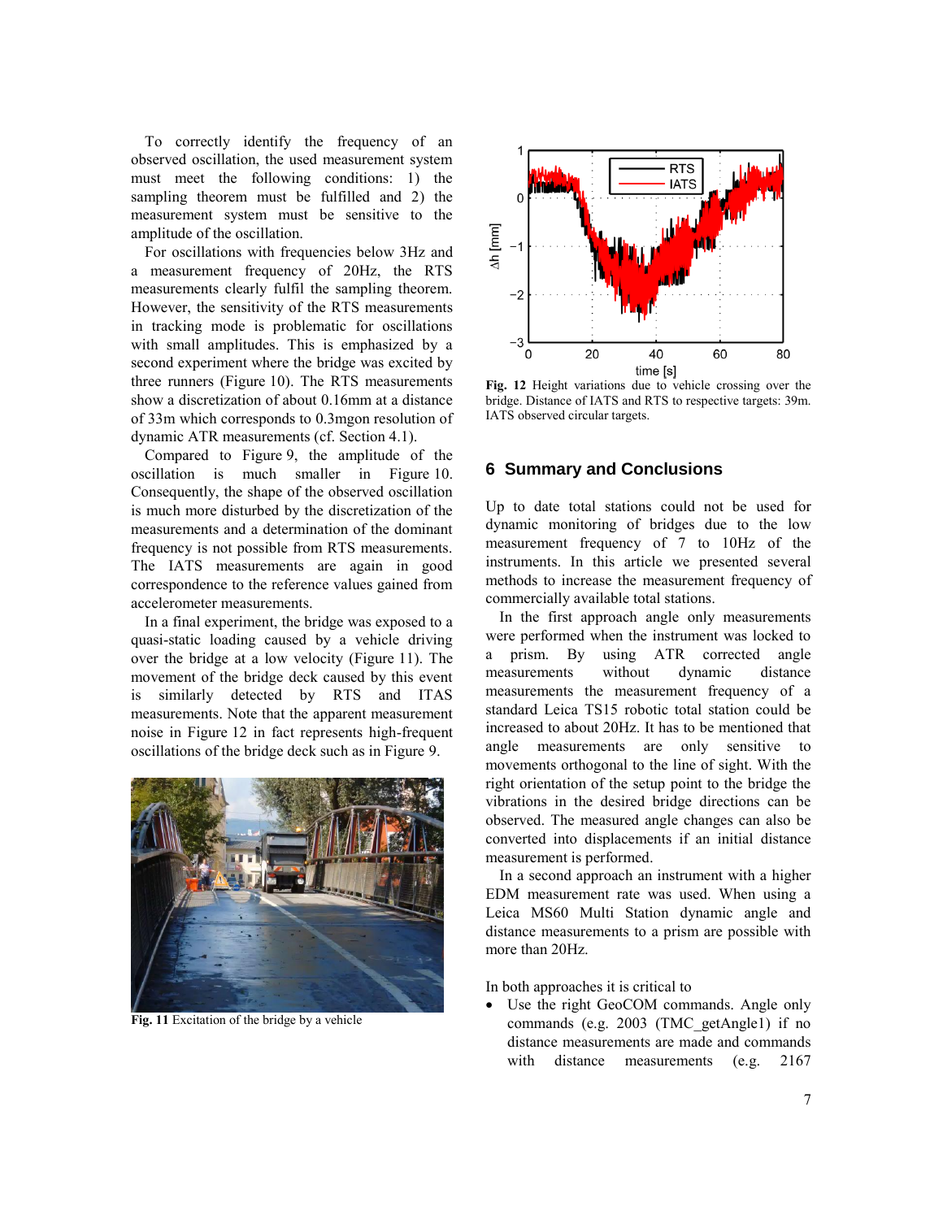To correctly identify the frequency of an observed oscillation, the used measurement system must meet the following conditions: 1) the sampling theorem must be fulfilled and 2) the measurement system must be sensitive to the amplitude of the oscillation.

For oscillations with frequencies below 3Hz and a measurement frequency of 20Hz, the RTS measurements clearly fulfil the sampling theorem. However, the sensitivity of the RTS measurements in tracking mode is problematic for oscillations with small amplitudes. This is emphasized by a second experiment where the bridge was excited by three runners (Figure 10). The RTS measurements show a discretization of about 0.16mm at a distance of 33m which corresponds to 0.3mgon resolution of dynamic ATR measurements (cf. Section 4.1).

Compared to Figure 9, the amplitude of the oscillation is much smaller in Figure 10. Consequently, the shape of the observed oscillation is much more disturbed by the discretization of the measurements and a determination of the dominant frequency is not possible from RTS measurements. The IATS measurements are again in good correspondence to the reference values gained from accelerometer measurements.

In a final experiment, the bridge was exposed to a quasi-static loading caused by a vehicle driving over the bridge at a low velocity (Figure 11). The movement of the bridge deck caused by this event is similarly detected by RTS and ITAS measurements. Note that the apparent measurement noise in Figure 12 in fact represents high-frequent oscillations of the bridge deck such as in Figure 9.

**Fig. 11** Excitation of the bridge by a vehicle

**Fig. 12** Height variations due to vehicle crossing over the bridge. Distance of IATS and RTS to respective targets: 39m. IATS observed circular targets.

## 6 Summary and Conclusions

Up to date total stations could not be used for dynamic monitoring of bridges due to the low measurement frequency of 7 to 10Hz of the instruments. In this article we presented several methods to increase the measurement frequency of commercially available total stations.

In the first approach angle only measurements were performed when the instrument was locked to a prism. By using ATR corrected angle measurements without dynamic distance measurements the measurement frequency of a standard Leica TS15 robotic total station could be increased to about 20Hz. It has to be mentioned that angle measurements are only sensitive to movements orthogonal to the line of sight. With the right orientation of the setup point to the bridge the vibrations in the desired bridge directions can be observed. The measured angle changes can also be converted into displacements if an initial distance measurement is performed.

In a second approach an instrument with a higher EDM measurement rate was used. When using a Leica MS60 Multi Station dynamic angle and distance measurements to a prism are possible with more than 20Hz.

In both approaches it is critical to

- Use the right GeoCOM commands. Angle only commands (e.g. 2003 (TMC_getAngle1) if no distance measurements are made and commands with distance measurements (e.g. 2167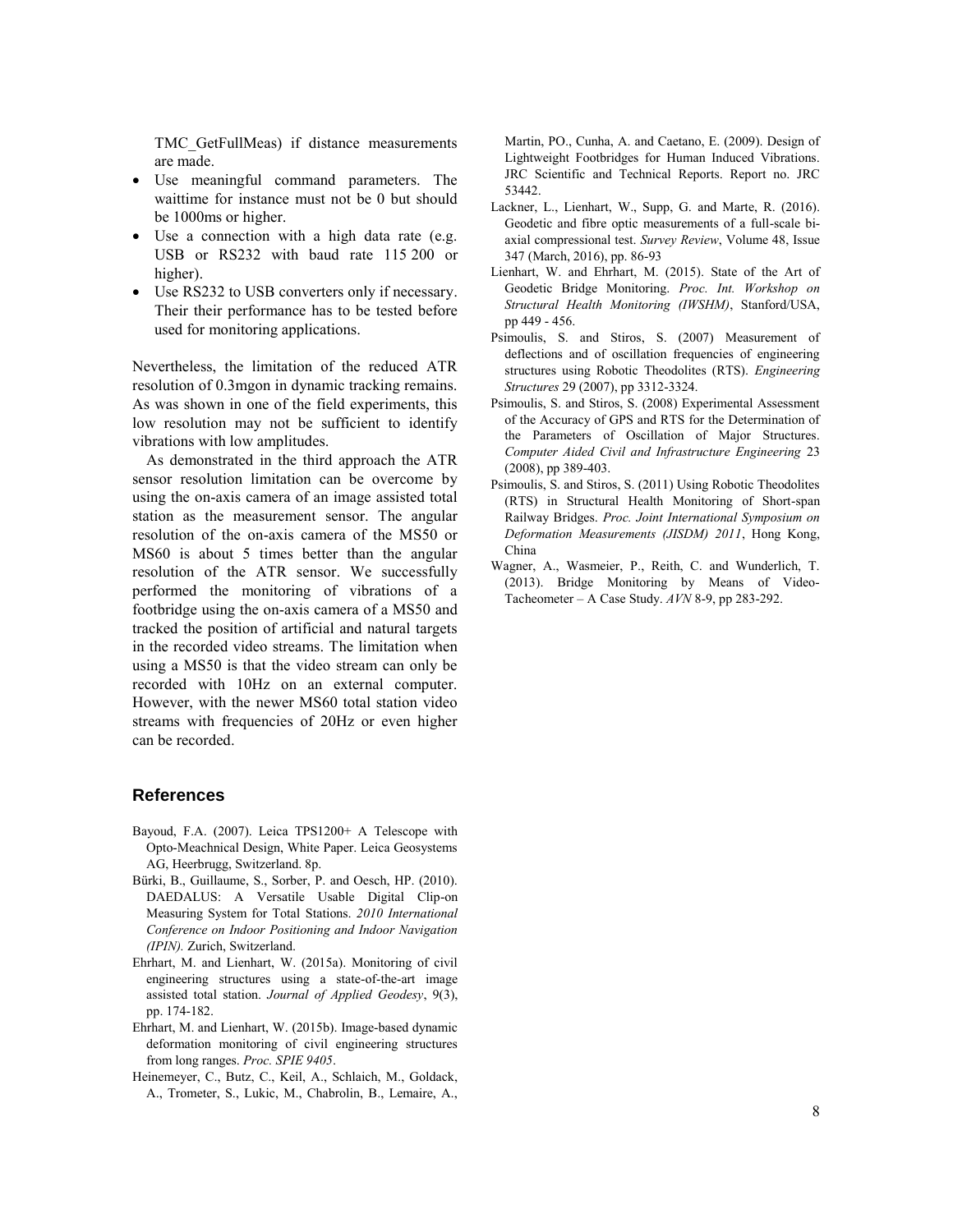TMC_GetFullMeas) if distance measurements are made.

- Use meaningful command parameters. The waittime for instance must not be 0 but should be 1000ms or higher.
- Use a connection with a high data rate (e.g. USB or RS232 with baud rate 115 200 or higher).
- Use RS232 to USB converters only if necessary. Their their performance has to be tested before used for monitoring applications.

Nevertheless, the limitation of the reduced ATR resolution of 0.3mgon in dynamic tracking remains. As was shown in one of the field experiments, this low resolution may not be sufficient to identify vibrations with low amplitudes.

As demonstrated in the third approach the ATR sensor resolution limitation can be overcome by using the on-axis camera of an image assisted total station as the measurement sensor. The angular resolution of the on-axis camera of the MS50 or MS60 is about 5 times better than the angular resolution of the ATR sensor. We successfully performed the monitoring of vibrations of a footbridge using the on-axis camera of a MS50 and tracked the position of artificial and natural targets in the recorded video streams. The limitation when using a MS50 is that the video stream can only be recorded with 10Hz on an external computer. However, with the newer MS60 total station video streams with frequencies of 20Hz or even higher can be recorded.

## References

Bayoud, F.A. (2007). Leica TPS1200+ A Telescope with Opto-Meachnical Design, White Paper. Leica Geosystems AG, Heerbrugg, Switzerland. 8p.

Bürki, B., Guillaume, S., Sorber, P. and Oesch, HP. (2010). DAEDALUS: A Versatile Usable Digital Clip-on Measuring System for Total Stations. *2010 International Conference on Indoor Positioning and Indoor Navigation (IPIN).* Zurich, Switzerland.

Ehrhart, M. and Lienhart, W. (2015a). Monitoring of civil engineering structures using a state-of-the-art image assisted total station. *Journal of Applied Geodesy*, 9(3), pp. 174-182.

Ehrhart, M. and Lienhart, W. (2015b). Image-based dynamic deformation monitoring of civil engineering structures from long ranges. *Proc. SPIE 9405*.

Heinemeyer, C., Butz, C., Keil, A., Schlaich, M., Goldack, A., Trometer, S., Lukic, M., Chabrolin, B., Lemaire, A., Martin, PO., Cunha, A. and Caetano, E. (2009). Design of Lightweight Footbridges for Human Induced Vibrations. JRC Scientific and Technical Reports. Report no. JRC 53442.

Lackner, L., Lienhart, W., Supp, G. and Marte, R. (2016). Geodetic and fibre optic measurements of a full-scale bi-axial compressional test. *Survey Review*, Volume 48, Issue 347 (March, 2016), pp. 86-93

Lienhart, W. and Ehrhart, M. (2015). State of the Art of Geodetic Bridge Monitoring. *Proc. Int. Workshop on Structural Health Monitoring (IWSHM)*, Stanford/USA, pp 449 - 456.

Psimoulis, S. and Stiros, S. (2007) Measurement of deflections and of oscillation frequencies of engineering structures using Robotic Theodolites (RTS). *Engineering Structures* 29 (2007), pp 3312-3324.

Psimoulis, S. and Stiros, S. (2008) Experimental Assessment of the Accuracy of GPS and RTS for the Determination of the Parameters of Oscillation of Major Structures. *Computer Aided Civil and Infrastructure Engineering* 23 (2008), pp 389-403.

Psimoulis, S. and Stiros, S. (2011) Using Robotic Theodolites (RTS) in Structural Health Monitoring of Short-span Railway Bridges. *Proc. Joint International Symposium on Deformation Measurements (JISDM) 2011*, Hong Kong, China

Wagner, A., Wasmeier, P., Reith, C. and Wunderlich, T. (2013). Bridge Monitoring by Means of Video-Tacheometer – A Case Study. *AVN* 8-9, pp 283-292.